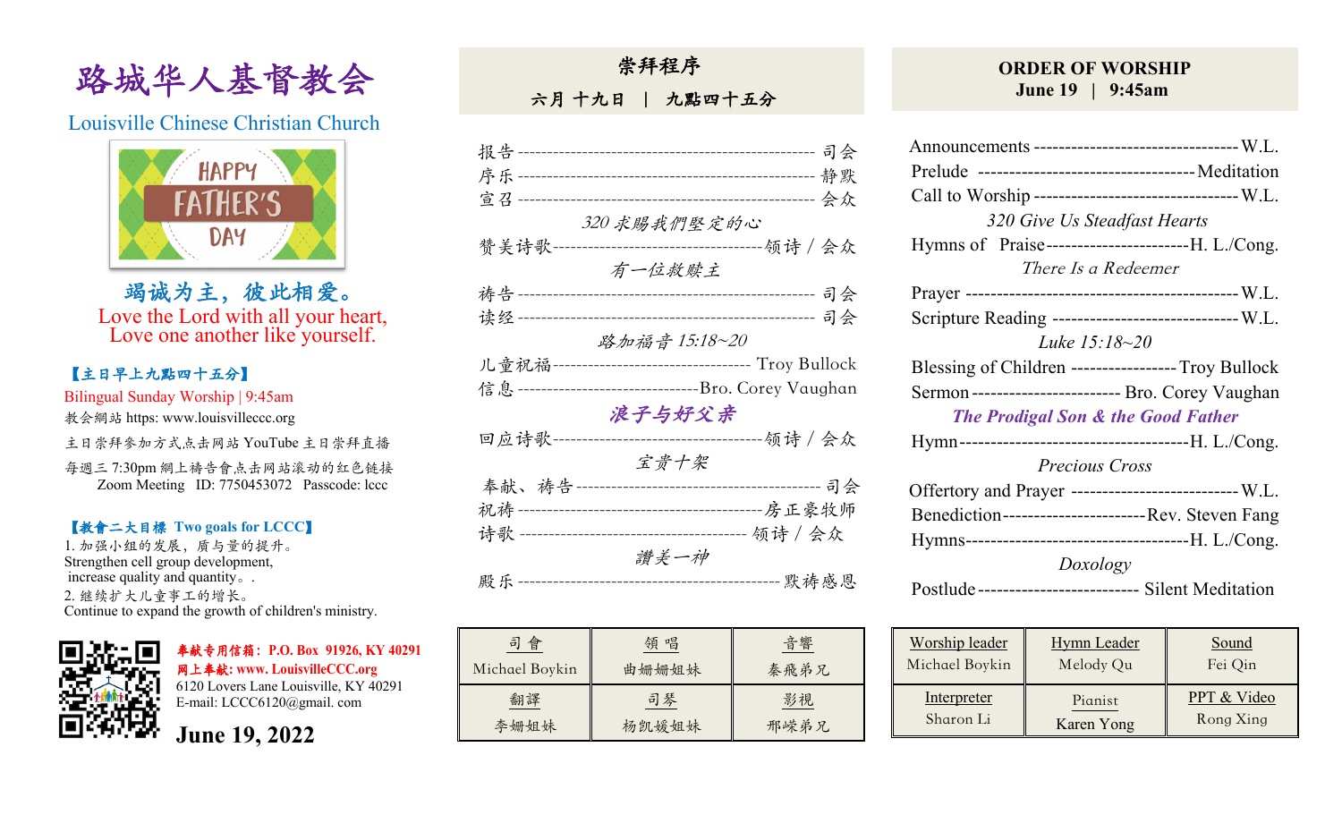# 路城华人基督教会

Louisville Chinese Christian Church

HAPPY FATHER'S DAY

竭诚为主，彼此相爱。
Love the Lord with all your heart,
Love one another like yourself.

**【主日早上九點四十五分】**
Bilingual Sunday Worship | 9:45am
教会網站 https: www.louisvilleccc.org
主日崇拜參加方式点击网站 YouTube 主日崇拜直播
每週三 7:30pm 網上禱告會点击网站滚动的红色链接
Zoom Meeting ID: 7750453072 Passcode: lccc

**【教會二大目標 Two goals for LCCC】**
1. 加强小组的发展，质与量的提升。
Strengthen cell group development,
increase quality and quantity。.
2. 继续扩大儿童事工的增长。
Continue to expand the growth of children's ministry.

**奉献专用信箱：P.O. Box 91926, KY 40291**
**网上奉献: www. LouisvilleCCC.org**
6120 Lovers Lane Louisville, KY 40291
E-mail: LCCC6120@gmail. com

**June 19, 2022**

## 崇拜程序

**六月 十九日 | 九點四十五分**

报告 ---------------------------------------------------- 司会
序乐 ---------------------------------------------------- 静默
宣召 ---------------------------------------------------- 会众
*320 求賜我們堅定的心*
赞美诗歌-------------------------------------领诗 / 会众
*有一位救赎主*
祷告 ---------------------------------------------------- 司会
读经 ---------------------------------------------------- 司会
*路加福音 15:18~20*
儿童祝福---------------------------------- Troy Bullock
信息 ------------------------------Bro. Corey Vaughan
***浪子与好父亲***
回应诗歌-------------------------------------领诗 / 会众
*宝贵十架*
奉献、祷告 ------------------------------------------ 司会
祝祷 -------------------------------------------房正豪牧师
诗歌 ---------------------------------------- 领诗 / 会众
*讚美一神*
殿乐 --------------------------------------------- 默祷感恩

| 司 會 | 領 唱 | 音響 |
|---|---|---|
| Michael Boykin | 曲姗姗姐妹 | 秦飛弟兄 |
| 翻譯 | 司琴 | 影視 |
| 李姗姐妹 | 杨凯媛姐妹 | 邢嵘弟兄 |

## ORDER OF WORSHIP

**June 19 | 9:45am**

Announcements --------------------------------- W.L.
Prelude ---------------------------------- Meditation
Call to Worship --------------------------------- W.L.
*320 Give Us Steadfast Hearts*
Hymns of Praise----------------------H. L./Cong.
*There Is a Redeemer*
Prayer ------------------------------------------- W.L.
Scripture Reading ------------------------------ W.L.
*Luke 15:18~20*
Blessing of Children ---------------- Troy Bullock
Sermon ---------------------- Bro. Corey Vaughan
***The Prodigal Son & the Good Father***
Hymn---------------------------------------H. L./Cong.
*Precious Cross*
Offertory and Prayer -------------------------- W.L.
Benediction----------------------Rev. Steven Fang
Hymns-------------------------------------H. L./Cong.
*Doxology*
Postlude ------------------------- Silent Meditation

| Worship leader | Hymn Leader | Sound |
|---|---|---|
| Michael Boykin | Melody Qu | Fei Qin |
| Interpreter | Pianist | PPT & Video |
| Sharon Li | Karen Yong | Rong Xing |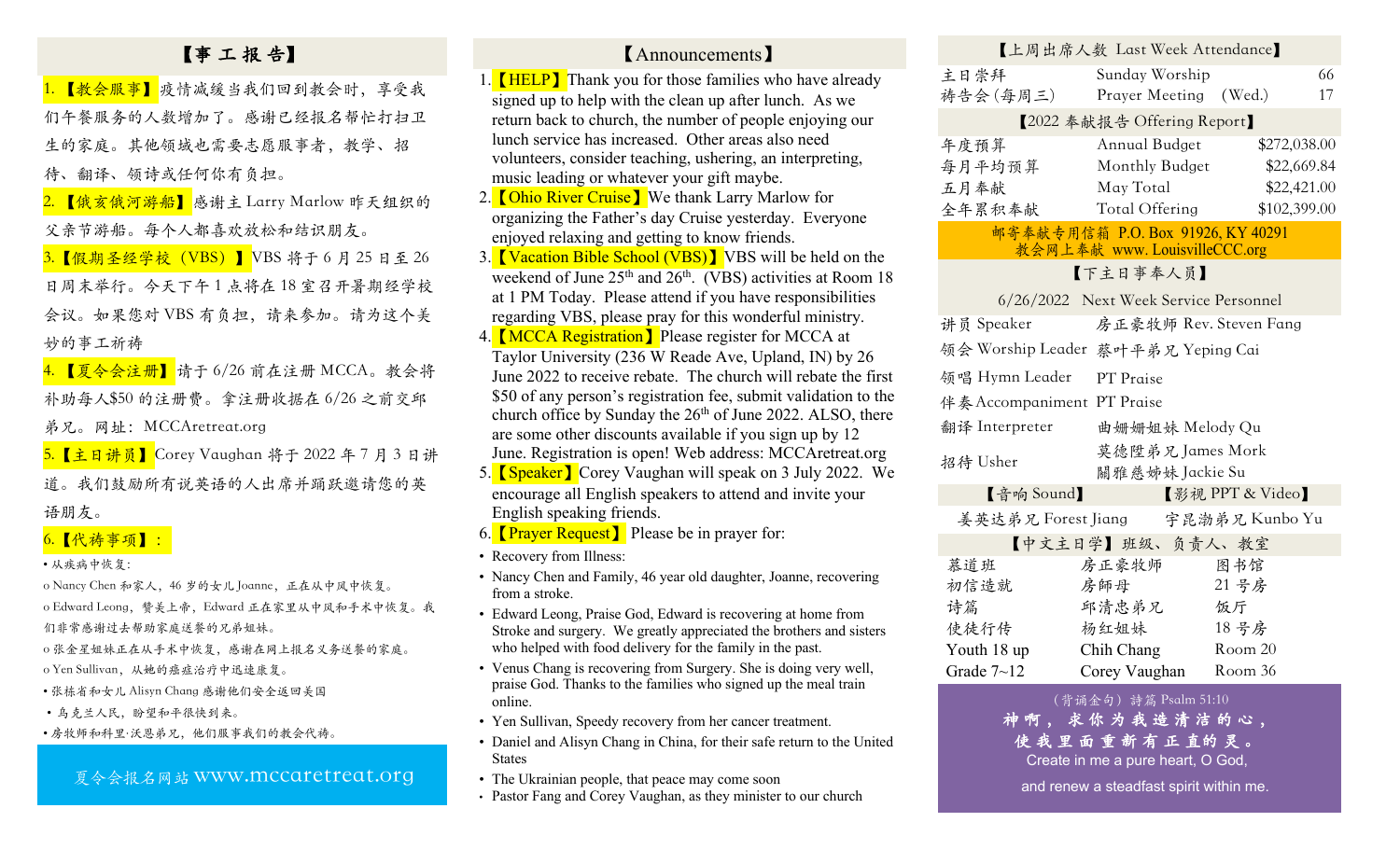## 【事工报告】

1. 【教会服事】疫情减缓当我们回到教会时，享受我们午餐服务的人数增加了。感谢已经报名帮忙打扫卫生的家庭。其他领域也需要志愿服事者，教学、招待、翻译、领诗或任何你有负担。
2. 【俄亥俄河游船】感谢主 Larry Marlow 昨天组织的父亲节游船。每个人都喜欢放松和结识朋友。
3. 【假期圣经学校（VBS）】VBS 将于 6 月 25 日至 26 日周末举行。今天下午 1 点将在 18 室召开暑期经学校会议。如果您对 VBS 有负担，请来参加。请为这个美妙的事工祈祷
4. 【夏令会注册】请于 6/26 前在注册 MCCA。教会将补助每人$50 的注册费。拿注册收据在 6/26 之前交邱弟兄。网址：MCCAretreat.org
5. 【主日讲员】Corey Vaughan 将于 2022 年 7 月 3 日讲道。我们鼓励所有说英语的人出席并踊跃邀请您的英语朋友。
6. 【代祷事项】：

- 从疾病中恢复:
  - o Nancy Chen 和家人，46 岁的女儿 Joanne，正在从中风中恢复。
  - o Edward Leong，赞美上帝，Edward 正在家里从中风和手术中恢复。我们非常感谢过去帮助家庭送餐的兄弟姐妹。
  - o 张金星姐妹正在从手术中恢复，感谢在网上报名义务送餐的家庭。
  - o Yen Sullivan，从她的癌症治疗中迅速康复。
- 张栋省和女儿 Alisyn Chang 感谢他们安全返回美国
- 乌克兰人民，盼望和平很快到来。
- 房牧师和科里·沃恩弟兄，他们服事我们的教会代祷。

夏令会报名网站 www.mccaretreat.org

## 【Announcements】

1. 【HELP】Thank you for those families who have already signed up to help with the clean up after lunch. As we return back to church, the number of people enjoying our lunch service has increased. Other areas also need volunteers, consider teaching, ushering, an interpreting, music leading or whatever your gift maybe.
2. 【Ohio River Cruise】We thank Larry Marlow for organizing the Father's day Cruise yesterday. Everyone enjoyed relaxing and getting to know friends.
3. 【Vacation Bible School (VBS)】VBS will be held on the weekend of June 25th and 26th. (VBS) activities at Room 18 at 1 PM Today. Please attend if you have responsibilities regarding VBS, please pray for this wonderful ministry.
4. 【MCCA Registration】Please register for MCCA at Taylor University (236 W Reade Ave, Upland, IN) by 26 June 2022 to receive rebate. The church will rebate the first $50 of any person's registration fee, submit validation to the church office by Sunday the 26th of June 2022. ALSO, there are some other discounts available if you sign up by 12 June. Registration is open! Web address: MCCAretreat.org
5. 【Speaker】Corey Vaughan will speak on 3 July 2022. We encourage all English speakers to attend and invite your English speaking friends.
6. 【Prayer Request】 Please be in prayer for:

- Recovery from Illness:
- Nancy Chen and Family, 46 year old daughter, Joanne, recovering from a stroke.
- Edward Leong, Praise God, Edward is recovering at home from Stroke and surgery. We greatly appreciated the brothers and sisters who helped with food delivery for the family in the past.
- Venus Chang is recovering from Surgery. She is doing very well, praise God. Thanks to the families who signed up the meal train online.
- Yen Sullivan, Speedy recovery from her cancer treatment.
- Daniel and Alisyn Chang in China, for their safe return to the United States
- The Ukrainian people, that peace may come soon
- Pastor Fang and Corey Vaughan, as they minister to our church

## 【上周出席人数 Last Week Attendance】

| | | |
|---|---|---|
| 主日崇拜 | Sunday Worship | 66 |
| 祷告会(每周三) | Prayer Meeting (Wed.) | 17 |

## 【2022 奉献报告 Offering Report】

| | | |
|---|---|---|
| 年度预算 | Annual Budget | $272,038.00 |
| 每月平均预算 | Monthly Budget | $22,669.84 |
| 五月奉献 | May Total | $22,421.00 |
| 全年累积奉献 | Total Offering | $102,399.00 |

邮寄奉献专用信箱 P.O. Box 91926, KY 40291
教会网上奉献 www. LouisvilleCCC.org

## 【下主日事奉人员】

6/26/2022 Next Week Service Personnel

| | |
|---|---|
| 讲员 Speaker | 房正豪牧师 Rev. Steven Fang |
| 领会 Worship Leader | 蔡叶平弟兄 Yeping Cai |
| 领唱 Hymn Leader | PT Praise |
| 伴奏 Accompaniment | PT Praise |
| 翻译 Interpreter | 曲姗姗姐妹 Melody Qu |
| 招待 Usher | 莫德陞弟兄 James Mork<br>關雅慈姊妹 Jackie Su |

| 【音响 Sound】 | 【影视 PPT & Video】 |
|---|---|
| 姜英达弟兄 Forest Jiang | 宇昆渤弟兄 Kunbo Yu |

## 【中文主日学】班级、负责人、教室

| | | |
|---|---|---|
| 慕道班 | 房正豪牧师 | 图书馆 |
| 初信造就 | 房師母 | 21 号房 |
| 诗篇 | 邱清忠弟兄 | 饭厅 |
| 使徒行传 | 杨红姐妹 | 18 号房 |
| Youth 18 up | Chih Chang | Room 20 |
| Grade 7~12 | Corey Vaughan | Room 36 |

(背诵金句) 诗篇 Psalm 51:10

**神啊，求你为我造清洁的心，**
**使我里面重新有正直的灵。**

Create in me a pure heart, O God,
and renew a steadfast spirit within me.